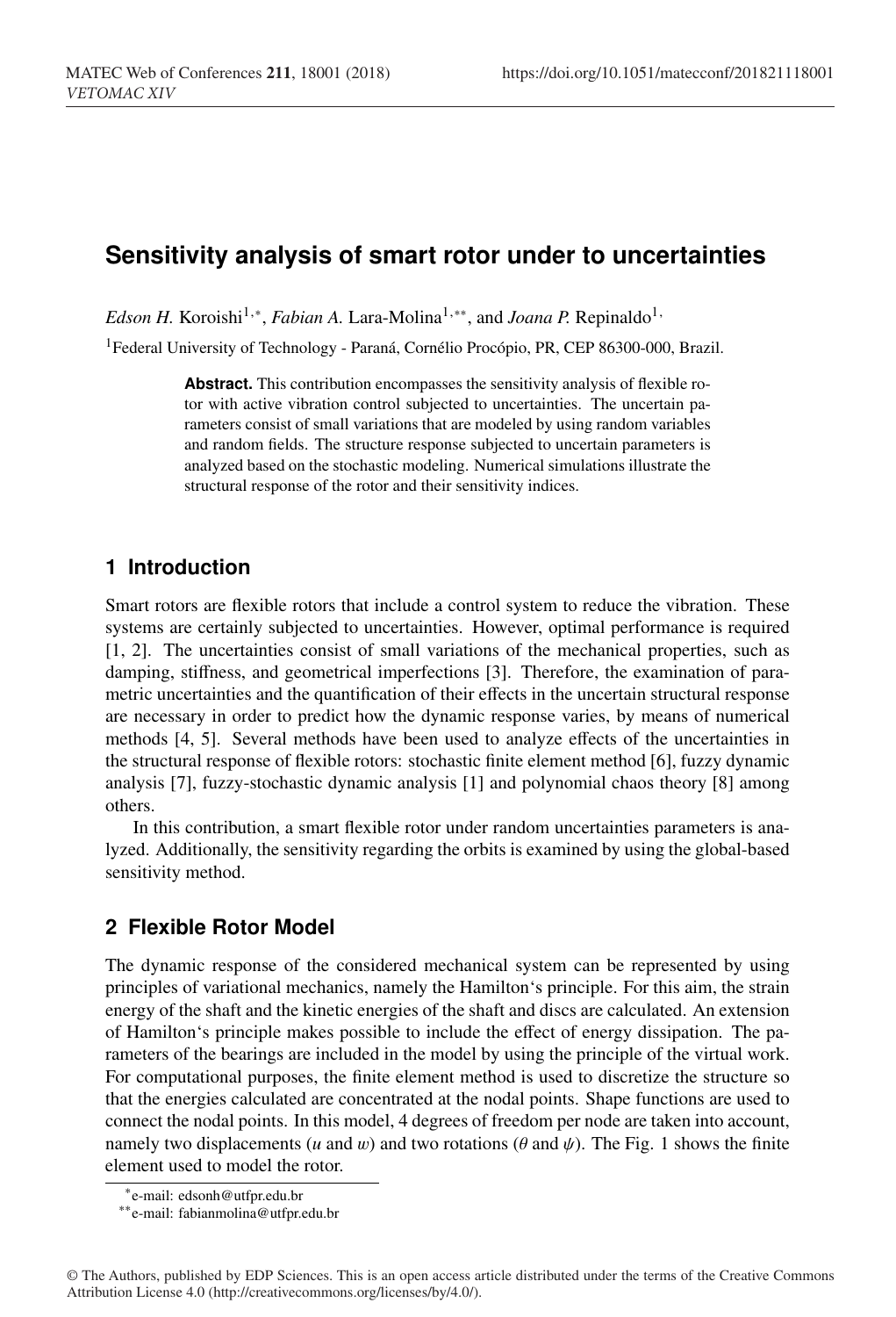# Sensitivity analysis of smart rotor under to uncertainties

*Edson H.* Koroishi[1,*], *Fabian A.* Lara-Molina[1,**], and *Joana P.* Repinaldo[1]

[1]Federal University of Technology - Paraná, Cornélio Procópio, PR, CEP 86300-000, Brazil.

**Abstract.** This contribution encompasses the sensitivity analysis of flexible rotor with active vibration control subjected to uncertainties. The uncertain parameters consist of small variations that are modeled by using random variables and random fields. The structure response subjected to uncertain parameters is analyzed based on the stochastic modeling. Numerical simulations illustrate the structural response of the rotor and their sensitivity indices.

## 1 Introduction

Smart rotors are flexible rotors that include a control system to reduce the vibration. These systems are certainly subjected to uncertainties. However, optimal performance is required [1, 2]. The uncertainties consist of small variations of the mechanical properties, such as damping, stiffness, and geometrical imperfections [3]. Therefore, the examination of parametric uncertainties and the quantification of their effects in the uncertain structural response are necessary in order to predict how the dynamic response varies, by means of numerical methods [4, 5]. Several methods have been used to analyze effects of the uncertainties in the structural response of flexible rotors: stochastic finite element method [6], fuzzy dynamic analysis [7], fuzzy-stochastic dynamic analysis [1] and polynomial chaos theory [8] among others.

In this contribution, a smart flexible rotor under random uncertainties parameters is analyzed. Additionally, the sensitivity regarding the orbits is examined by using the global-based sensitivity method.

## 2 Flexible Rotor Model

The dynamic response of the considered mechanical system can be represented by using principles of variational mechanics, namely the Hamilton's principle. For this aim, the strain energy of the shaft and the kinetic energies of the shaft and discs are calculated. An extension of Hamilton's principle makes possible to include the effect of energy dissipation. The parameters of the bearings are included in the model by using the principle of the virtual work. For computational purposes, the finite element method is used to discretize the structure so that the energies calculated are concentrated at the nodal points. Shape functions are used to connect the nodal points. In this model, 4 degrees of freedom per node are taken into account, namely two displacements ($u$ and $w$) and two rotations ($\theta$ and $\psi$). The Fig. 1 shows the finite element used to model the rotor.

*e-mail: edsonh@utfpr.edu.br

**e-mail: fabianmolina@utfpr.edu.br

© The Authors, published by EDP Sciences. This is an open access article distributed under the terms of the Creative Commons Attribution License 4.0 (http://creativecommons.org/licenses/by/4.0/).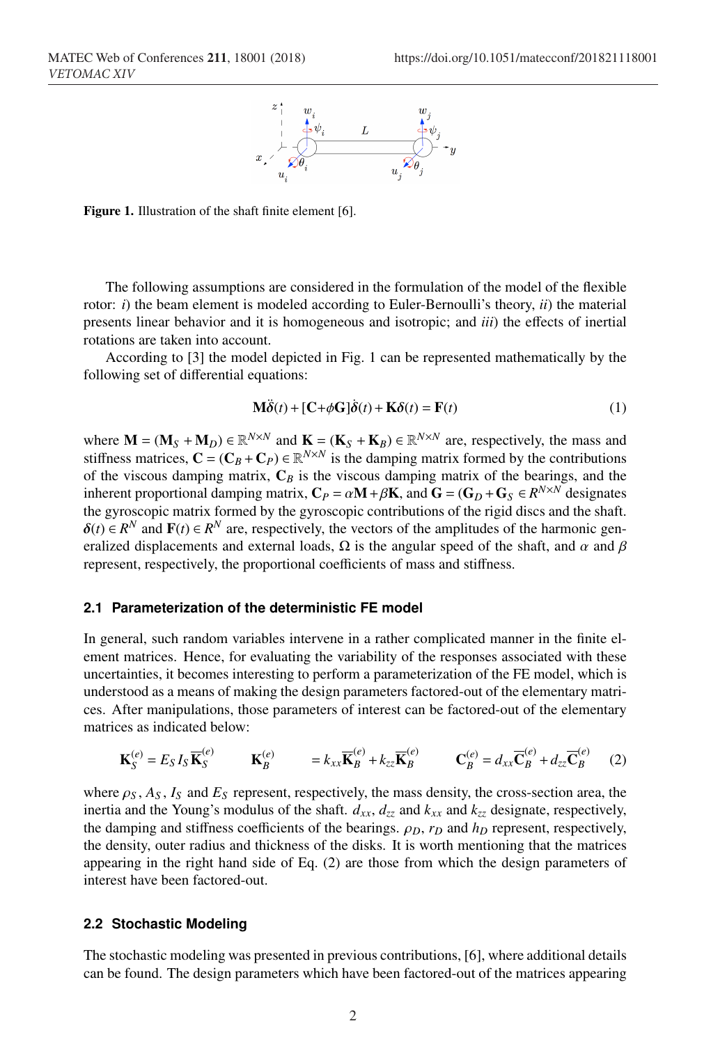Figure 1. Illustration of the shaft finite element [6].

The following assumptions are considered in the formulation of the model of the flexible rotor: *i*) the beam element is modeled according to Euler-Bernoulli's theory, *ii*) the material presents linear behavior and it is homogeneous and isotropic; and *iii*) the effects of inertial rotations are taken into account.

According to [3] the model depicted in Fig. 1 can be represented mathematically by the following set of differential equations:

$$\mathbf{M}\ddot{\boldsymbol{\delta}}(t) + [\mathbf{C}+\phi\mathbf{G}]\dot{\boldsymbol{\delta}}(t) + \mathbf{K}\boldsymbol{\delta}(t) = \mathbf{F}(t) \tag{1}$$

where $\mathbf{M} = (\mathbf{M}_S + \mathbf{M}_D) \in \mathbb{R}^{N\times N}$ and $\mathbf{K} = (\mathbf{K}_S + \mathbf{K}_B) \in \mathbb{R}^{N\times N}$ are, respectively, the mass and stiffness matrices, $\mathbf{C} = (\mathbf{C}_B + \mathbf{C}_P) \in \mathbb{R}^{N\times N}$ is the damping matrix formed by the contributions of the viscous damping matrix, $\mathbf{C}_B$ is the viscous damping matrix of the bearings, and the inherent proportional damping matrix, $\mathbf{C}_P = \alpha\mathbf{M} + \beta\mathbf{K}$, and $\mathbf{G} = (\mathbf{G}_D + \mathbf{G}_S \in R^{N\times N}$ designates the gyroscopic matrix formed by the gyroscopic contributions of the rigid discs and the shaft. $\boldsymbol{\delta}(t) \in R^N$ and $\mathbf{F}(t) \in R^N$ are, respectively, the vectors of the amplitudes of the harmonic generalized displacements and external loads, $\Omega$ is the angular speed of the shaft, and $\alpha$ and $\beta$ represent, respectively, the proportional coefficients of mass and stiffness.

### 2.1 Parameterization of the deterministic FE model

In general, such random variables intervene in a rather complicated manner in the finite element matrices. Hence, for evaluating the variability of the responses associated with these uncertainties, it becomes interesting to perform a parameterization of the FE model, which is understood as a means of making the design parameters factored-out of the elementary matrices. After manipulations, those parameters of interest can be factored-out of the elementary matrices as indicated below:

$$\mathbf{K}_S^{(e)} = E_S I_S \overline{\mathbf{K}}_S^{(e)} \qquad \mathbf{K}_B^{(e)} = k_{xx}\overline{\mathbf{K}}_B^{(e)} + k_{zz}\overline{\mathbf{K}}_B^{(e)} \qquad \mathbf{C}_B^{(e)} = d_{xx}\overline{\mathbf{C}}_B^{(e)} + d_{zz}\overline{\mathbf{C}}_B^{(e)} \tag{2}$$

where $\rho_S$, $A_S$, $I_S$ and $E_S$ represent, respectively, the mass density, the cross-section area, the inertia and the Young's modulus of the shaft. $d_{xx}$, $d_{zz}$ and $k_{xx}$ and $k_{zz}$ designate, respectively, the damping and stiffness coefficients of the bearings. $\rho_D$, $r_D$ and $h_D$ represent, respectively, the density, outer radius and thickness of the disks. It is worth mentioning that the matrices appearing in the right hand side of Eq. (2) are those from which the design parameters of interest have been factored-out.

### 2.2 Stochastic Modeling

The stochastic modeling was presented in previous contributions, [6], where additional details can be found. The design parameters which have been factored-out of the matrices appearing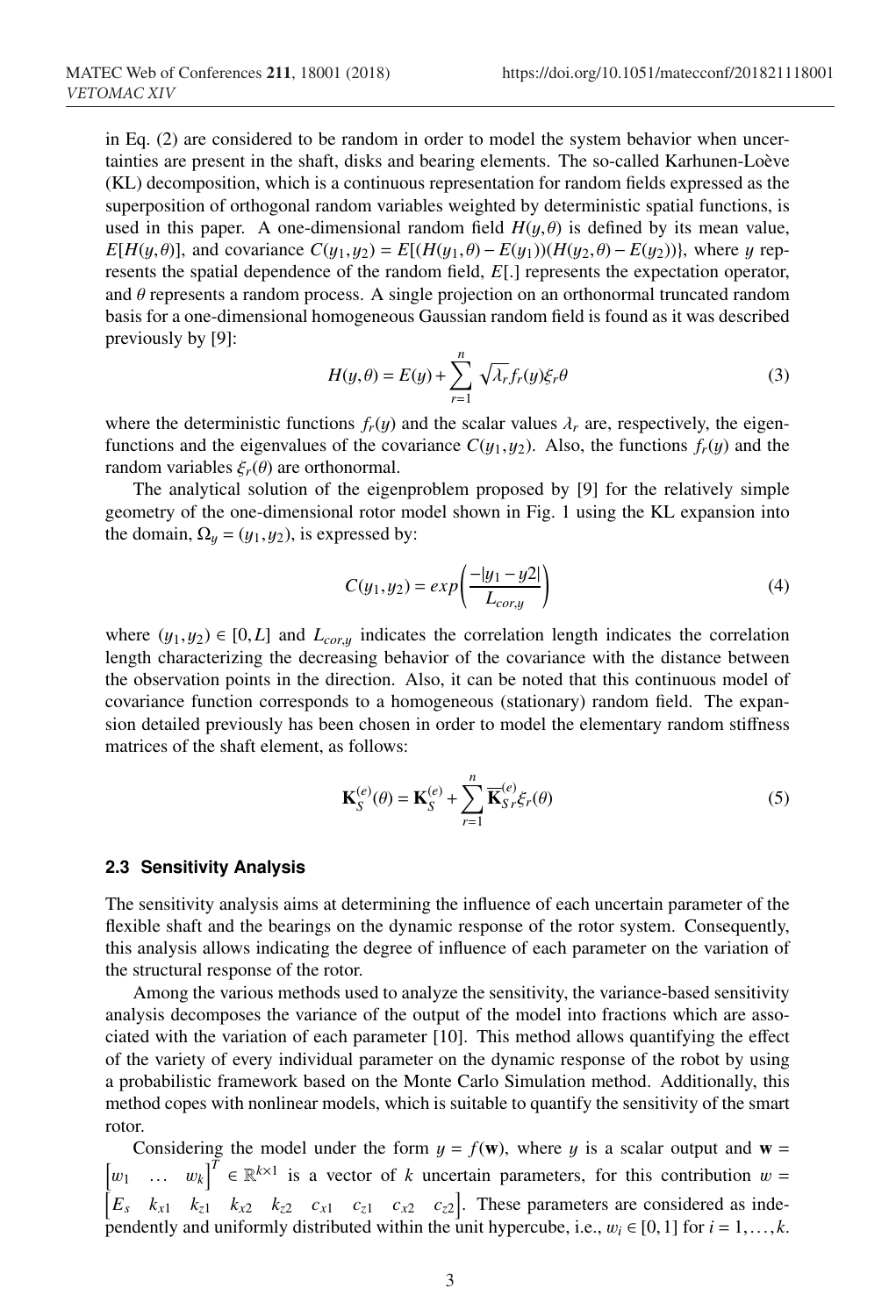in Eq. (2) are considered to be random in order to model the system behavior when uncertainties are present in the shaft, disks and bearing elements. The so-called Karhunen-Loève (KL) decomposition, which is a continuous representation for random fields expressed as the superposition of orthogonal random variables weighted by deterministic spatial functions, is used in this paper. A one-dimensional random field $H(y, \theta)$ is defined by its mean value, $E[H(y, \theta)]$, and covariance $C(y_1, y_2) = E[(H(y_1, \theta) - E(y_1))(H(y_2, \theta) - E(y_2))\}$, where $y$ represents the spatial dependence of the random field, $E[.]$ represents the expectation operator, and $\theta$ represents a random process. A single projection on an orthonormal truncated random basis for a one-dimensional homogeneous Gaussian random field is found as it was described previously by [9]:

$$H(y, \theta) = E(y) + \sum_{r=1}^{n} \sqrt{\lambda_r} f_r(y) \xi_r \theta \tag{3}$$

where the deterministic functions $f_r(y)$ and the scalar values $\lambda_r$ are, respectively, the eigenfunctions and the eigenvalues of the covariance $C(y_1, y_2)$. Also, the functions $f_r(y)$ and the random variables $\xi_r(\theta)$ are orthonormal.

The analytical solution of the eigenproblem proposed by [9] for the relatively simple geometry of the one-dimensional rotor model shown in Fig. 1 using the KL expansion into the domain, $\Omega_y = (y_1, y_2)$, is expressed by:

$$C(y_1, y_2) = exp\left(\frac{-|y_1 - y2|}{L_{cor,y}}\right) \tag{4}$$

where $(y_1, y_2) \in [0, L]$ and $L_{cor,y}$ indicates the correlation length indicates the correlation length characterizing the decreasing behavior of the covariance with the distance between the observation points in the direction. Also, it can be noted that this continuous model of covariance function corresponds to a homogeneous (stationary) random field. The expansion detailed previously has been chosen in order to model the elementary random stiffness matrices of the shaft element, as follows:

$$\mathbf{K}_S^{(e)}(\theta) = \mathbf{K}_S^{(e)} + \sum_{r=1}^{n} \overline{\mathbf{K}}_{S\,r}^{(e)} \xi_r(\theta) \tag{5}$$

### 2.3 Sensitivity Analysis

The sensitivity analysis aims at determining the influence of each uncertain parameter of the flexible shaft and the bearings on the dynamic response of the rotor system. Consequently, this analysis allows indicating the degree of influence of each parameter on the variation of the structural response of the rotor.

Among the various methods used to analyze the sensitivity, the variance-based sensitivity analysis decomposes the variance of the output of the model into fractions which are associated with the variation of each parameter [10]. This method allows quantifying the effect of the variety of every individual parameter on the dynamic response of the robot by using a probabilistic framework based on the Monte Carlo Simulation method. Additionally, this method copes with nonlinear models, which is suitable to quantify the sensitivity of the smart rotor.

Considering the model under the form $y = f(\mathbf{w})$, where $y$ is a scalar output and $\mathbf{w} = \begin{bmatrix} w_1 & \ldots & w_k \end{bmatrix}^T \in \mathbb{R}^{k \times 1}$ is a vector of $k$ uncertain parameters, for this contribution $w = \begin{bmatrix} E_s & k_{x1} & k_{z1} & k_{x2} & k_{z2} & c_{x1} & c_{z1} & c_{x2} & c_{z2} \end{bmatrix}$. These parameters are considered as independently and uniformly distributed within the unit hypercube, i.e., $w_i \in [0, 1]$ for $i = 1, \ldots, k$.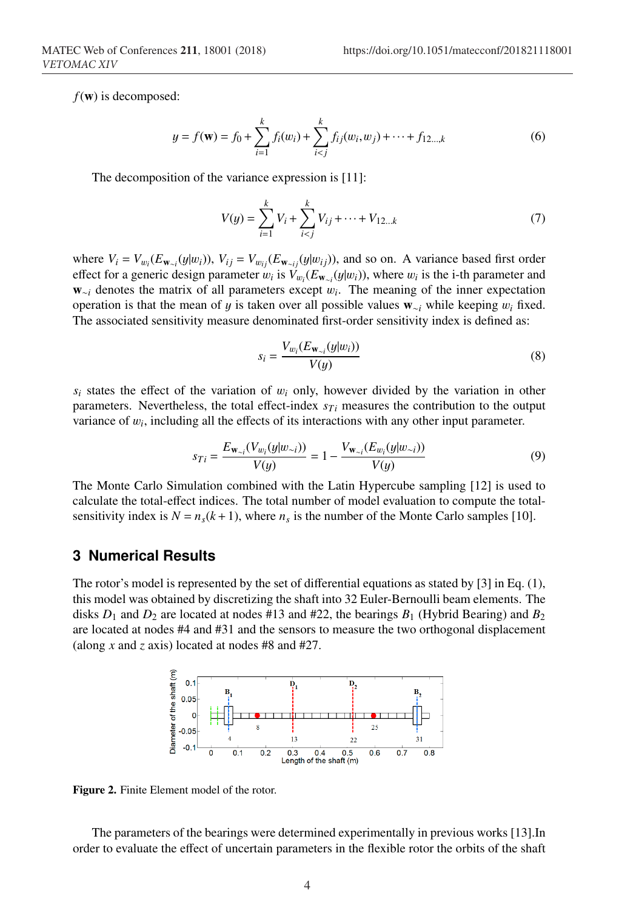$f(\mathbf{w})$ is decomposed:

$$y = f(\mathbf{w}) = f_0 + \sum_{i=1}^{k} f_i(w_i) + \sum_{i<j}^{k} f_{ij}(w_i, w_j) + \cdots + f_{12\ldots,k} \tag{6}$$

The decomposition of the variance expression is [11]:

$$V(y) = \sum_{i=1}^{k} V_i + \sum_{i<j}^{k} V_{ij} + \cdots + V_{12\ldots k} \tag{7}$$

where $V_i = V_{w_i}(E_{\mathbf{w}_{\sim i}}(y|w_i))$, $V_{ij} = V_{w_{ij}}(E_{\mathbf{w}_{\sim ij}}(y|w_{ij}))$, and so on. A variance based first order effect for a generic design parameter $w_i$ is $V_{w_i}(E_{\mathbf{w}_{\sim i}}(y|w_i))$, where $w_i$ is the i-th parameter and $\mathbf{w}_{\sim i}$ denotes the matrix of all parameters except $w_i$. The meaning of the inner expectation operation is that the mean of $y$ is taken over all possible values $\mathbf{w}_{\sim i}$ while keeping $w_i$ fixed. The associated sensitivity measure denominated first-order sensitivity index is defined as:

$$s_i = \frac{V_{w_i}(E_{\mathbf{w}_{\sim i}}(y|w_i))}{V(y)} \tag{8}$$

$s_i$ states the effect of the variation of $w_i$ only, however divided by the variation in other parameters. Nevertheless, the total effect-index $s_{Ti}$ measures the contribution to the output variance of $w_i$, including all the effects of its interactions with any other input parameter.

$$s_{Ti} = \frac{E_{\mathbf{w}_{\sim i}}(V_{w_i}(y|w_{\sim i}))}{V(y)} = 1 - \frac{V_{\mathbf{w}_{\sim i}}(E_{w_i}(y|w_{\sim i}))}{V(y)} \tag{9}$$

The Monte Carlo Simulation combined with the Latin Hypercube sampling [12] is used to calculate the total-effect indices. The total number of model evaluation to compute the total-sensitivity index is $N = n_s(k+1)$, where $n_s$ is the number of the Monte Carlo samples [10].

## 3 Numerical Results

The rotor's model is represented by the set of differential equations as stated by [3] in Eq. (1), this model was obtained by discretizing the shaft into 32 Euler-Bernoulli beam elements. The disks $D_1$ and $D_2$ are located at nodes #13 and #22, the bearings $B_1$ (Hybrid Bearing) and $B_2$ are located at nodes #4 and #31 and the sensors to measure the two orthogonal displacement (along $x$ and $z$ axis) located at nodes #8 and #27.

**Figure 2.** Finite Element model of the rotor.

The parameters of the bearings were determined experimentally in previous works [13].In order to evaluate the effect of uncertain parameters in the flexible rotor the orbits of the shaft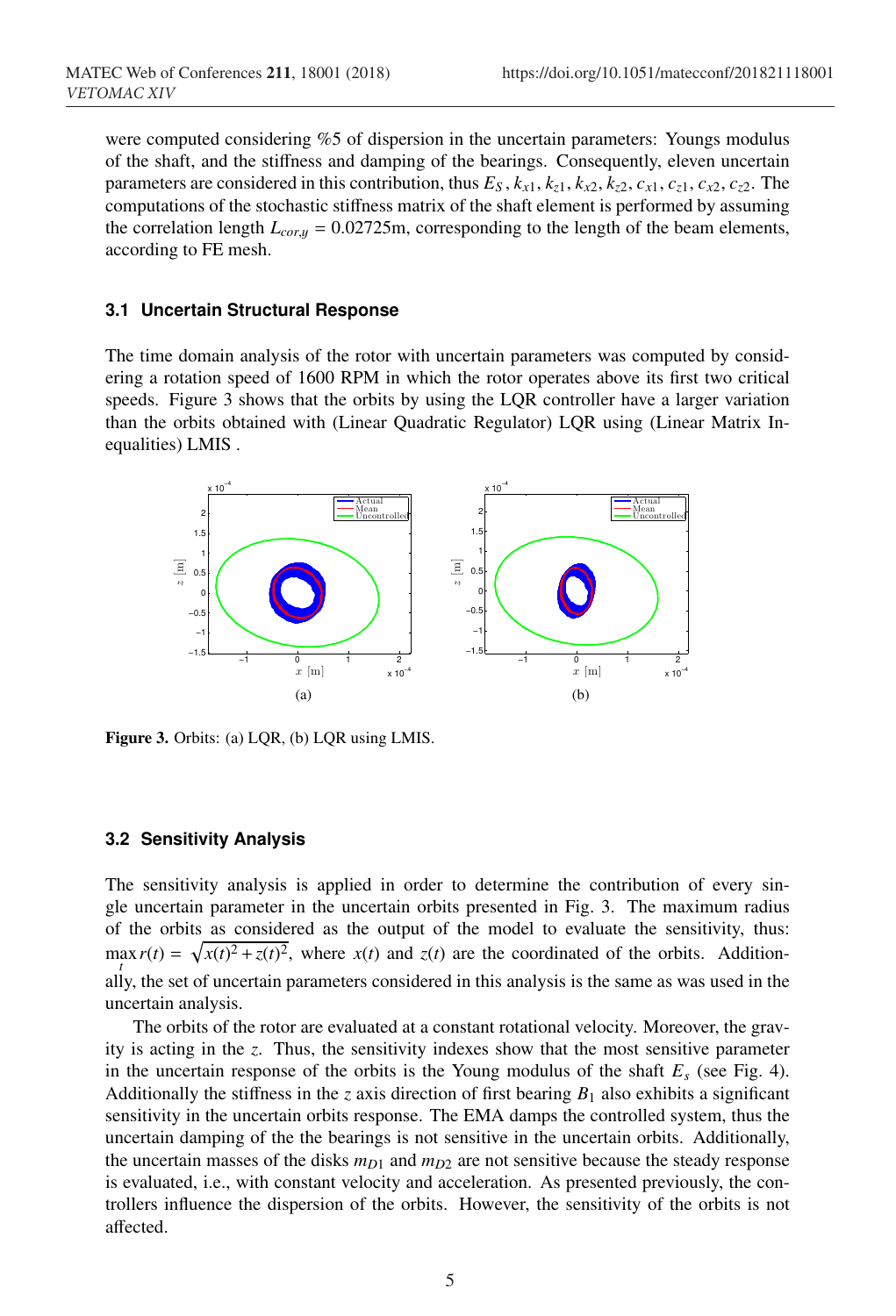were computed considering %5 of dispersion in the uncertain parameters: Youngs modulus of the shaft, and the stiffness and damping of the bearings. Consequently, eleven uncertain parameters are considered in this contribution, thus $E_S$, $k_{x1}$, $k_{z1}$, $k_{x2}$, $k_{z2}$, $c_{x1}$, $c_{z1}$, $c_{x2}$, $c_{z2}$. The computations of the stochastic stiffness matrix of the shaft element is performed by assuming the correlation length $L_{cor,y} = 0.02725$m, corresponding to the length of the beam elements, according to FE mesh.

### 3.1 Uncertain Structural Response

The time domain analysis of the rotor with uncertain parameters was computed by considering a rotation speed of 1600 RPM in which the rotor operates above its first two critical speeds. Figure 3 shows that the orbits by using the LQR controller have a larger variation than the orbits obtained with (Linear Quadratic Regulator) LQR using (Linear Matrix Inequalities) LMIS .

Figure 3. Orbits: (a) LQR, (b) LQR using LMIS.

### 3.2 Sensitivity Analysis

The sensitivity analysis is applied in order to determine the contribution of every single uncertain parameter in the uncertain orbits presented in Fig. 3. The maximum radius of the orbits as considered as the output of the model to evaluate the sensitivity, thus: $\max_t r(t) = \sqrt{x(t)^2 + z(t)^2}$, where $x(t)$ and $z(t)$ are the coordinated of the orbits. Additionally, the set of uncertain parameters considered in this analysis is the same as was used in the uncertain analysis.

The orbits of the rotor are evaluated at a constant rotational velocity. Moreover, the gravity is acting in the $z$. Thus, the sensitivity indexes show that the most sensitive parameter in the uncertain response of the orbits is the Young modulus of the shaft $E_s$ (see Fig. 4). Additionally the stiffness in the $z$ axis direction of first bearing $B_1$ also exhibits a significant sensitivity in the uncertain orbits response. The EMA damps the controlled system, thus the uncertain damping of the the bearings is not sensitive in the uncertain orbits. Additionally, the uncertain masses of the disks $m_{D1}$ and $m_{D2}$ are not sensitive because the steady response is evaluated, i.e., with constant velocity and acceleration. As presented previously, the controllers influence the dispersion of the orbits. However, the sensitivity of the orbits is not affected.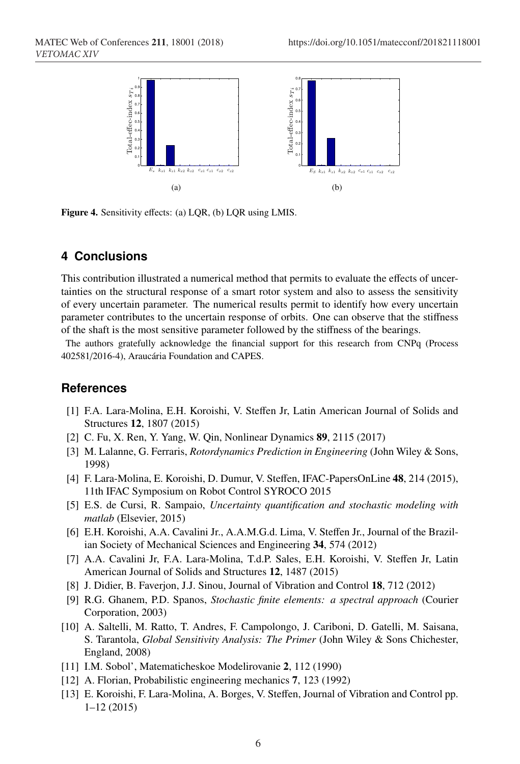Total-effec-index $s_{Ti}$

1
0.9
0.8
0.7
0.6
0.5
0.4
0.3
0.2
0.1
0

$E_s$ $k_{x1}$ $k_{z1}$ $k_{x2}$ $k_{z2}$ $c_{x1}$ $c_{z1}$ $c_{x2}$ $c_{z2}$

(a)

Total-effec-index $s_{Ti}$

0.8
0.7
0.6
0.5
0.4
0.3
0.2
0.1
0

$E_S$ $k_{x1}$ $k_{z1}$ $k_{x2}$ $k_{z2}$ $c_{x1}$ $c_{z1}$ $c_{x2}$ $c_{z2}$

(b)

**Figure 4.** Sensitivity effects: (a) LQR, (b) LQR using LMIS.

## 4 Conclusions

This contribution illustrated a numerical method that permits to evaluate the effects of uncertainties on the structural response of a smart rotor system and also to assess the sensitivity of every uncertain parameter. The numerical results permit to identify how every uncertain parameter contributes to the uncertain response of orbits. One can observe that the stiffness of the shaft is the most sensitive parameter followed by the stiffness of the bearings.

The authors gratefully acknowledge the financial support for this research from CNPq (Process 402581/2016-4), Araucária Foundation and CAPES.

## References

[1] F.A. Lara-Molina, E.H. Koroishi, V. Steffen Jr, Latin American Journal of Solids and Structures **12**, 1807 (2015)

[2] C. Fu, X. Ren, Y. Yang, W. Qin, Nonlinear Dynamics **89**, 2115 (2017)

[3] M. Lalanne, G. Ferraris, *Rotordynamics Prediction in Engineering* (John Wiley & Sons, 1998)

[4] F. Lara-Molina, E. Koroishi, D. Dumur, V. Steffen, IFAC-PapersOnLine **48**, 214 (2015), 11th IFAC Symposium on Robot Control SYROCO 2015

[5] E.S. de Cursi, R. Sampaio, *Uncertainty quantification and stochastic modeling with matlab* (Elsevier, 2015)

[6] E.H. Koroishi, A.A. Cavalini Jr., A.A.M.G.d. Lima, V. Steffen Jr., Journal of the Brazilian Society of Mechanical Sciences and Engineering **34**, 574 (2012)

[7] A.A. Cavalini Jr, F.A. Lara-Molina, T.d.P. Sales, E.H. Koroishi, V. Steffen Jr, Latin American Journal of Solids and Structures **12**, 1487 (2015)

[8] J. Didier, B. Faverjon, J.J. Sinou, Journal of Vibration and Control **18**, 712 (2012)

[9] R.G. Ghanem, P.D. Spanos, *Stochastic finite elements: a spectral approach* (Courier Corporation, 2003)

[10] A. Saltelli, M. Ratto, T. Andres, F. Campolongo, J. Cariboni, D. Gatelli, M. Saisana, S. Tarantola, *Global Sensitivity Analysis: The Primer* (John Wiley & Sons Chichester, England, 2008)

[11] I.M. Sobol', Matematicheskoe Modelirovanie **2**, 112 (1990)

[12] A. Florian, Probabilistic engineering mechanics **7**, 123 (1992)

[13] E. Koroishi, F. Lara-Molina, A. Borges, V. Steffen, Journal of Vibration and Control pp. 1–12 (2015)